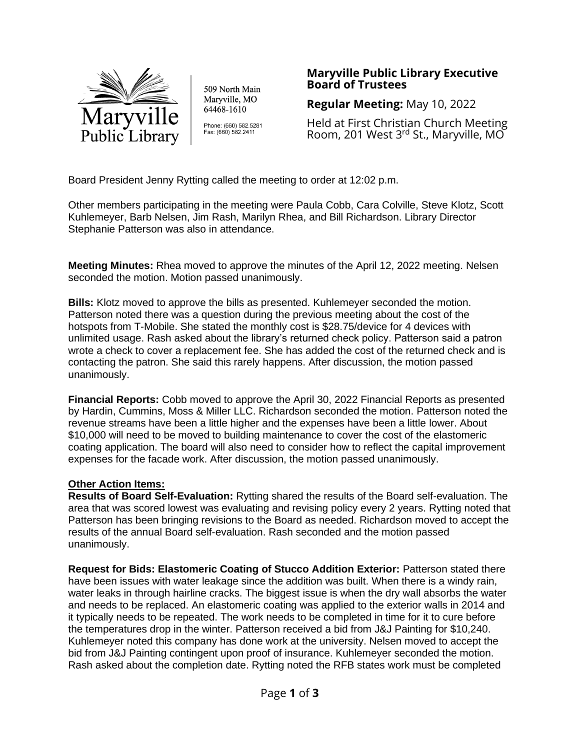509 North Main
Maryville, MO
64468-1610

Phone: (660) 582.5281
Fax: (660) 582.2411

# Maryville Public Library Executive Board of Trustees

**Regular Meeting:** May 10, 2022

Held at First Christian Church Meeting Room, 201 West 3rd St., Maryville, MO

Board President Jenny Rytting called the meeting to order at 12:02 p.m.

Other members participating in the meeting were Paula Cobb, Cara Colville, Steve Klotz, Scott Kuhlemeyer, Barb Nelsen, Jim Rash, Marilyn Rhea, and Bill Richardson. Library Director Stephanie Patterson was also in attendance.

**Meeting Minutes:** Rhea moved to approve the minutes of the April 12, 2022 meeting. Nelsen seconded the motion. Motion passed unanimously.

**Bills:** Klotz moved to approve the bills as presented. Kuhlemeyer seconded the motion. Patterson noted there was a question during the previous meeting about the cost of the hotspots from T-Mobile. She stated the monthly cost is $28.75/device for 4 devices with unlimited usage. Rash asked about the library's returned check policy. Patterson said a patron wrote a check to cover a replacement fee. She has added the cost of the returned check and is contacting the patron. She said this rarely happens. After discussion, the motion passed unanimously.

**Financial Reports:** Cobb moved to approve the April 30, 2022 Financial Reports as presented by Hardin, Cummins, Moss & Miller LLC. Richardson seconded the motion. Patterson noted the revenue streams have been a little higher and the expenses have been a little lower. About $10,000 will need to be moved to building maintenance to cover the cost of the elastomeric coating application. The board will also need to consider how to reflect the capital improvement expenses for the facade work. After discussion, the motion passed unanimously.

**Other Action Items:**

**Results of Board Self-Evaluation:** Rytting shared the results of the Board self-evaluation. The area that was scored lowest was evaluating and revising policy every 2 years. Rytting noted that Patterson has been bringing revisions to the Board as needed. Richardson moved to accept the results of the annual Board self-evaluation. Rash seconded and the motion passed unanimously.

**Request for Bids: Elastomeric Coating of Stucco Addition Exterior:** Patterson stated there have been issues with water leakage since the addition was built. When there is a windy rain, water leaks in through hairline cracks. The biggest issue is when the dry wall absorbs the water and needs to be replaced. An elastomeric coating was applied to the exterior walls in 2014 and it typically needs to be repeated. The work needs to be completed in time for it to cure before the temperatures drop in the winter. Patterson received a bid from J&J Painting for $10,240. Kuhlemeyer noted this company has done work at the university. Nelsen moved to accept the bid from J&J Painting contingent upon proof of insurance. Kuhlemeyer seconded the motion. Rash asked about the completion date. Rytting noted the RFB states work must be completed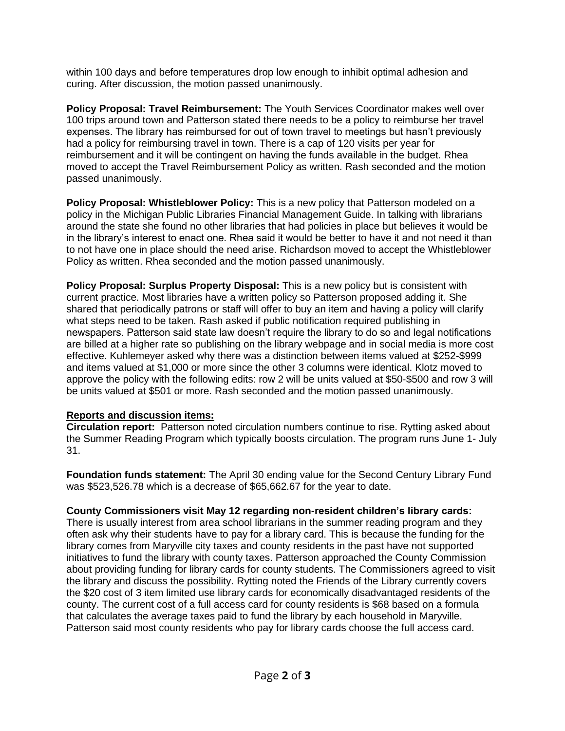within 100 days and before temperatures drop low enough to inhibit optimal adhesion and curing. After discussion, the motion passed unanimously.

**Policy Proposal: Travel Reimbursement:** The Youth Services Coordinator makes well over 100 trips around town and Patterson stated there needs to be a policy to reimburse her travel expenses. The library has reimbursed for out of town travel to meetings but hasn't previously had a policy for reimbursing travel in town. There is a cap of 120 visits per year for reimbursement and it will be contingent on having the funds available in the budget. Rhea moved to accept the Travel Reimbursement Policy as written. Rash seconded and the motion passed unanimously.

**Policy Proposal: Whistleblower Policy:** This is a new policy that Patterson modeled on a policy in the Michigan Public Libraries Financial Management Guide. In talking with librarians around the state she found no other libraries that had policies in place but believes it would be in the library's interest to enact one. Rhea said it would be better to have it and not need it than to not have one in place should the need arise. Richardson moved to accept the Whistleblower Policy as written. Rhea seconded and the motion passed unanimously.

**Policy Proposal: Surplus Property Disposal:** This is a new policy but is consistent with current practice. Most libraries have a written policy so Patterson proposed adding it. She shared that periodically patrons or staff will offer to buy an item and having a policy will clarify what steps need to be taken. Rash asked if public notification required publishing in newspapers. Patterson said state law doesn't require the library to do so and legal notifications are billed at a higher rate so publishing on the library webpage and in social media is more cost effective. Kuhlemeyer asked why there was a distinction between items valued at $252-$999 and items valued at $1,000 or more since the other 3 columns were identical. Klotz moved to approve the policy with the following edits: row 2 will be units valued at $50-$500 and row 3 will be units valued at $501 or more. Rash seconded and the motion passed unanimously.

**<u>Reports and discussion items:</u>**

**Circulation report:** Patterson noted circulation numbers continue to rise. Rytting asked about the Summer Reading Program which typically boosts circulation. The program runs June 1- July 31.

**Foundation funds statement:** The April 30 ending value for the Second Century Library Fund was $523,526.78 which is a decrease of $65,662.67 for the year to date.

**County Commissioners visit May 12 regarding non-resident children's library cards:** There is usually interest from area school librarians in the summer reading program and they often ask why their students have to pay for a library card. This is because the funding for the library comes from Maryville city taxes and county residents in the past have not supported initiatives to fund the library with county taxes. Patterson approached the County Commission about providing funding for library cards for county students. The Commissioners agreed to visit the library and discuss the possibility. Rytting noted the Friends of the Library currently covers the $20 cost of 3 item limited use library cards for economically disadvantaged residents of the county. The current cost of a full access card for county residents is $68 based on a formula that calculates the average taxes paid to fund the library by each household in Maryville. Patterson said most county residents who pay for library cards choose the full access card.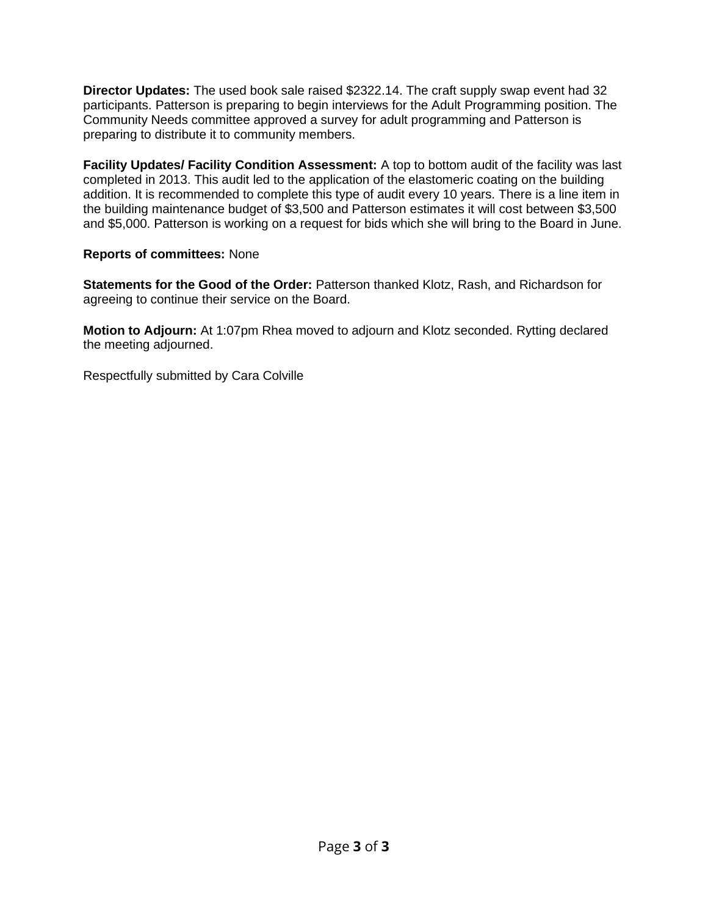**Director Updates:** The used book sale raised $2322.14. The craft supply swap event had 32 participants. Patterson is preparing to begin interviews for the Adult Programming position. The Community Needs committee approved a survey for adult programming and Patterson is preparing to distribute it to community members.

**Facility Updates/ Facility Condition Assessment:** A top to bottom audit of the facility was last completed in 2013. This audit led to the application of the elastomeric coating on the building addition. It is recommended to complete this type of audit every 10 years. There is a line item in the building maintenance budget of $3,500 and Patterson estimates it will cost between $3,500 and $5,000. Patterson is working on a request for bids which she will bring to the Board in June.

**Reports of committees:** None

**Statements for the Good of the Order:** Patterson thanked Klotz, Rash, and Richardson for agreeing to continue their service on the Board.

**Motion to Adjourn:** At 1:07pm Rhea moved to adjourn and Klotz seconded. Rytting declared the meeting adjourned.

Respectfully submitted by Cara Colville